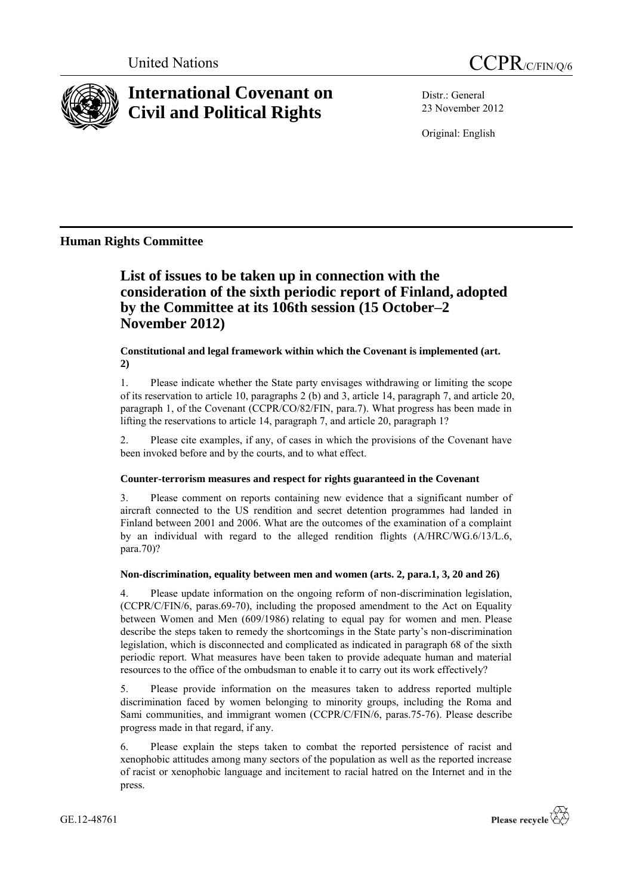United Nations

CCPR/C/FIN/Q/6

# International Covenant on Civil and Political Rights

Distr.: General
23 November 2012

Original: English

**Human Rights Committee**

## List of issues to be taken up in connection with the consideration of the sixth periodic report of Finland, adopted by the Committee at its 106th session (15 October–2 November 2012)

### Constitutional and legal framework within which the Covenant is implemented (art. 2)

1. Please indicate whether the State party envisages withdrawing or limiting the scope of its reservation to article 10, paragraphs 2 (b) and 3, article 14, paragraph 7, and article 20, paragraph 1, of the Covenant (CCPR/CO/82/FIN, para.7). What progress has been made in lifting the reservations to article 14, paragraph 7, and article 20, paragraph 1?

2. Please cite examples, if any, of cases in which the provisions of the Covenant have been invoked before and by the courts, and to what effect.

### Counter-terrorism measures and respect for rights guaranteed in the Covenant

3. Please comment on reports containing new evidence that a significant number of aircraft connected to the US rendition and secret detention programmes had landed in Finland between 2001 and 2006. What are the outcomes of the examination of a complaint by an individual with regard to the alleged rendition flights (A/HRC/WG.6/13/L.6, para.70)?

### Non-discrimination, equality between men and women (arts. 2, para.1, 3, 20 and 26)

4. Please update information on the ongoing reform of non-discrimination legislation, (CCPR/C/FIN/6, paras.69-70), including the proposed amendment to the Act on Equality between Women and Men (609/1986) relating to equal pay for women and men. Please describe the steps taken to remedy the shortcomings in the State party's non-discrimination legislation, which is disconnected and complicated as indicated in paragraph 68 of the sixth periodic report. What measures have been taken to provide adequate human and material resources to the office of the ombudsman to enable it to carry out its work effectively?

5. Please provide information on the measures taken to address reported multiple discrimination faced by women belonging to minority groups, including the Roma and Sami communities, and immigrant women (CCPR/C/FIN/6, paras.75-76). Please describe progress made in that regard, if any.

6. Please explain the steps taken to combat the reported persistence of racist and xenophobic attitudes among many sectors of the population as well as the reported increase of racist or xenophobic language and incitement to racial hatred on the Internet and in the press.

GE.12-48761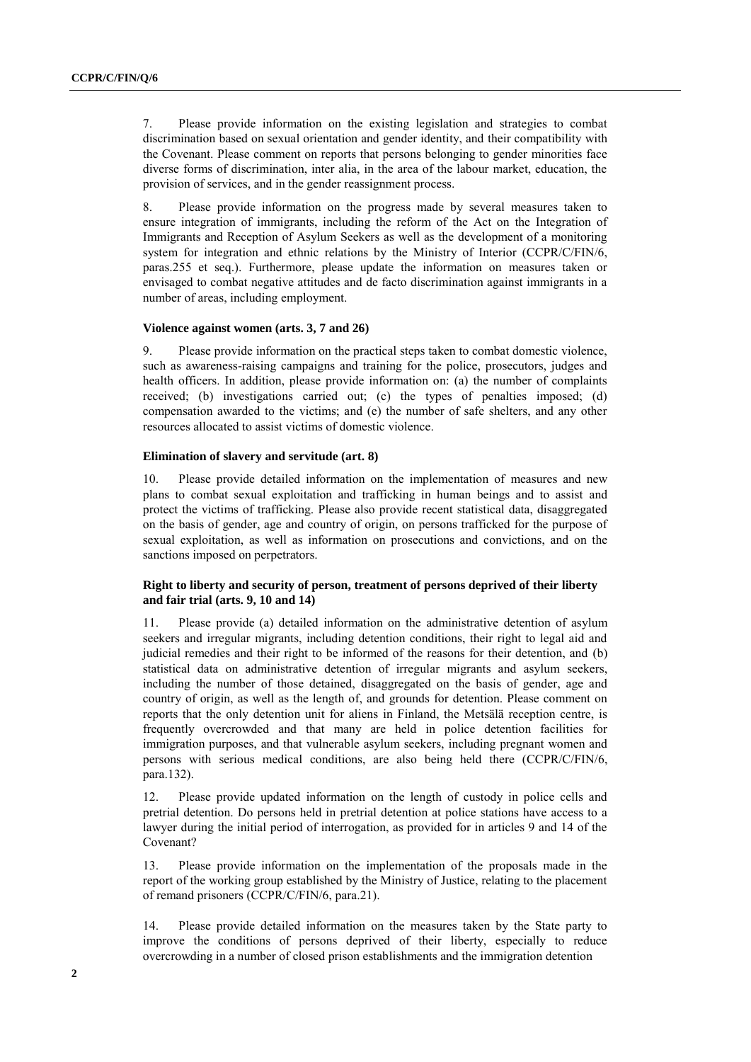7. Please provide information on the existing legislation and strategies to combat discrimination based on sexual orientation and gender identity, and their compatibility with the Covenant. Please comment on reports that persons belonging to gender minorities face diverse forms of discrimination, inter alia, in the area of the labour market, education, the provision of services, and in the gender reassignment process.

8. Please provide information on the progress made by several measures taken to ensure integration of immigrants, including the reform of the Act on the Integration of Immigrants and Reception of Asylum Seekers as well as the development of a monitoring system for integration and ethnic relations by the Ministry of Interior (CCPR/C/FIN/6, paras.255 et seq.). Furthermore, please update the information on measures taken or envisaged to combat negative attitudes and de facto discrimination against immigrants in a number of areas, including employment.

### Violence against women (arts. 3, 7 and 26)

9. Please provide information on the practical steps taken to combat domestic violence, such as awareness-raising campaigns and training for the police, prosecutors, judges and health officers. In addition, please provide information on: (a) the number of complaints received; (b) investigations carried out; (c) the types of penalties imposed; (d) compensation awarded to the victims; and (e) the number of safe shelters, and any other resources allocated to assist victims of domestic violence.

### Elimination of slavery and servitude (art. 8)

10. Please provide detailed information on the implementation of measures and new plans to combat sexual exploitation and trafficking in human beings and to assist and protect the victims of trafficking. Please also provide recent statistical data, disaggregated on the basis of gender, age and country of origin, on persons trafficked for the purpose of sexual exploitation, as well as information on prosecutions and convictions, and on the sanctions imposed on perpetrators.

### Right to liberty and security of person, treatment of persons deprived of their liberty and fair trial (arts. 9, 10 and 14)

11. Please provide (a) detailed information on the administrative detention of asylum seekers and irregular migrants, including detention conditions, their right to legal aid and judicial remedies and their right to be informed of the reasons for their detention, and (b) statistical data on administrative detention of irregular migrants and asylum seekers, including the number of those detained, disaggregated on the basis of gender, age and country of origin, as well as the length of, and grounds for detention. Please comment on reports that the only detention unit for aliens in Finland, the Metsälä reception centre, is frequently overcrowded and that many are held in police detention facilities for immigration purposes, and that vulnerable asylum seekers, including pregnant women and persons with serious medical conditions, are also being held there (CCPR/C/FIN/6, para.132).

12. Please provide updated information on the length of custody in police cells and pretrial detention. Do persons held in pretrial detention at police stations have access to a lawyer during the initial period of interrogation, as provided for in articles 9 and 14 of the Covenant?

13. Please provide information on the implementation of the proposals made in the report of the working group established by the Ministry of Justice, relating to the placement of remand prisoners (CCPR/C/FIN/6, para.21).

14. Please provide detailed information on the measures taken by the State party to improve the conditions of persons deprived of their liberty, especially to reduce overcrowding in a number of closed prison establishments and the immigration detention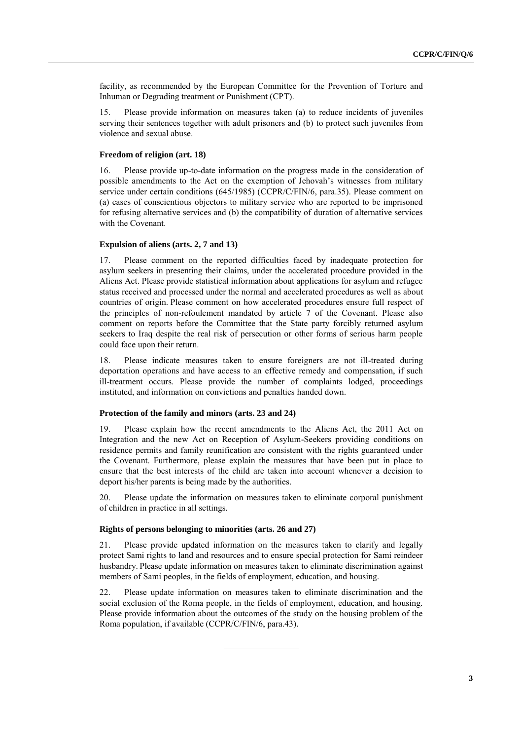facility, as recommended by the European Committee for the Prevention of Torture and Inhuman or Degrading treatment or Punishment (CPT).

15. Please provide information on measures taken (a) to reduce incidents of juveniles serving their sentences together with adult prisoners and (b) to protect such juveniles from violence and sexual abuse.

### Freedom of religion (art. 18)

16. Please provide up-to-date information on the progress made in the consideration of possible amendments to the Act on the exemption of Jehovah's witnesses from military service under certain conditions (645/1985) (CCPR/C/FIN/6, para.35). Please comment on (a) cases of conscientious objectors to military service who are reported to be imprisoned for refusing alternative services and (b) the compatibility of duration of alternative services with the Covenant.

### Expulsion of aliens (arts. 2, 7 and 13)

17. Please comment on the reported difficulties faced by inadequate protection for asylum seekers in presenting their claims, under the accelerated procedure provided in the Aliens Act. Please provide statistical information about applications for asylum and refugee status received and processed under the normal and accelerated procedures as well as about countries of origin. Please comment on how accelerated procedures ensure full respect of the principles of non-refoulement mandated by article 7 of the Covenant. Please also comment on reports before the Committee that the State party forcibly returned asylum seekers to Iraq despite the real risk of persecution or other forms of serious harm people could face upon their return.

18. Please indicate measures taken to ensure foreigners are not ill-treated during deportation operations and have access to an effective remedy and compensation, if such ill-treatment occurs. Please provide the number of complaints lodged, proceedings instituted, and information on convictions and penalties handed down.

### Protection of the family and minors (arts. 23 and 24)

19. Please explain how the recent amendments to the Aliens Act, the 2011 Act on Integration and the new Act on Reception of Asylum-Seekers providing conditions on residence permits and family reunification are consistent with the rights guaranteed under the Covenant. Furthermore, please explain the measures that have been put in place to ensure that the best interests of the child are taken into account whenever a decision to deport his/her parents is being made by the authorities.

20. Please update the information on measures taken to eliminate corporal punishment of children in practice in all settings.

### Rights of persons belonging to minorities (arts. 26 and 27)

21. Please provide updated information on the measures taken to clarify and legally protect Sami rights to land and resources and to ensure special protection for Sami reindeer husbandry. Please update information on measures taken to eliminate discrimination against members of Sami peoples, in the fields of employment, education, and housing.

22. Please update information on measures taken to eliminate discrimination and the social exclusion of the Roma people, in the fields of employment, education, and housing. Please provide information about the outcomes of the study on the housing problem of the Roma population, if available (CCPR/C/FIN/6, para.43).